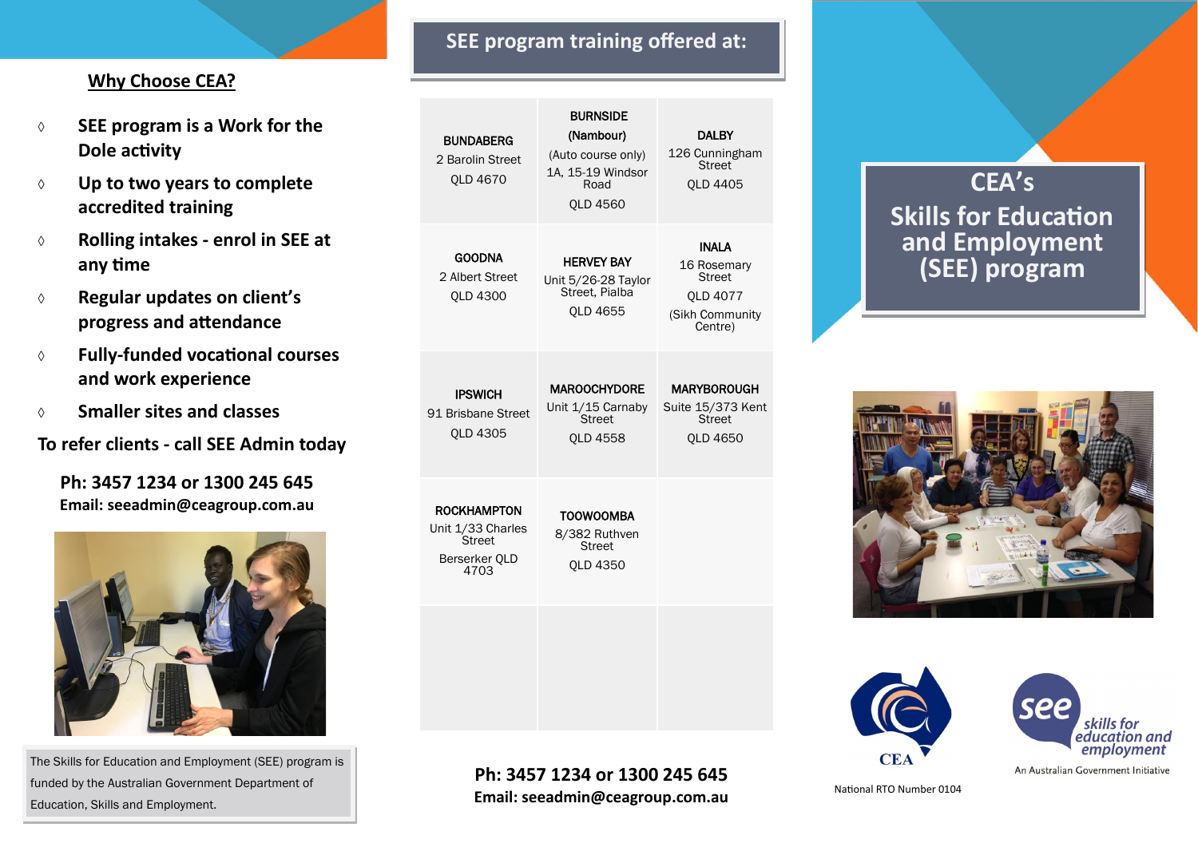## Why Choose CEA?

- SEE program is a Work for the Dole activity
- Up to two years to complete accredited training
- Rolling intakes - enrol in SEE at any time
- Regular updates on client's progress and attendance
- Fully-funded vocational courses and work experience
- Smaller sites and classes

**To refer clients - call SEE Admin today**

**Ph: 3457 1234 or 1300 245 645**
**Email: seeadmin@ceagroup.com.au**

The Skills for Education and Employment (SEE) program is funded by the Australian Government Department of Education, Skills and Employment.

## SEE program training offered at:

| | | |
|---|---|---|
| **BUNDABERG**<br>2 Barolin Street<br>QLD 4670 | **BURNSIDE (Nambour)**<br>(Auto course only)<br>1A, 15-19 Windsor Road<br>QLD 4560 | **DALBY**<br>126 Cunningham Street<br>QLD 4405 |
| **GOODNA**<br>2 Albert Street<br>QLD 4300 | **HERVEY BAY**<br>Unit 5/26-28 Taylor Street, Pialba<br>QLD 4655 | **INALA**<br>16 Rosemary Street<br>QLD 4077<br>(Sikh Community Centre) |
| **IPSWICH**<br>91 Brisbane Street<br>QLD 4305 | **MAROOCHYDORE**<br>Unit 1/15 Carnaby Street<br>QLD 4558 | **MARYBOROUGH**<br>Suite 15/373 Kent Street<br>QLD 4650 |
| **ROCKHAMPTON**<br>Unit 1/33 Charles Street<br>Berserker QLD 4703 | **TOOWOOMBA**<br>8/382 Ruthven Street<br>QLD 4350 | |

**Ph: 3457 1234 or 1300 245 645**
**Email: seeadmin@ceagroup.com.au**

# CEA's Skills for Education and Employment (SEE) program

CEA

National RTO Number 0104

see skills for education and employment

An Australian Government Initiative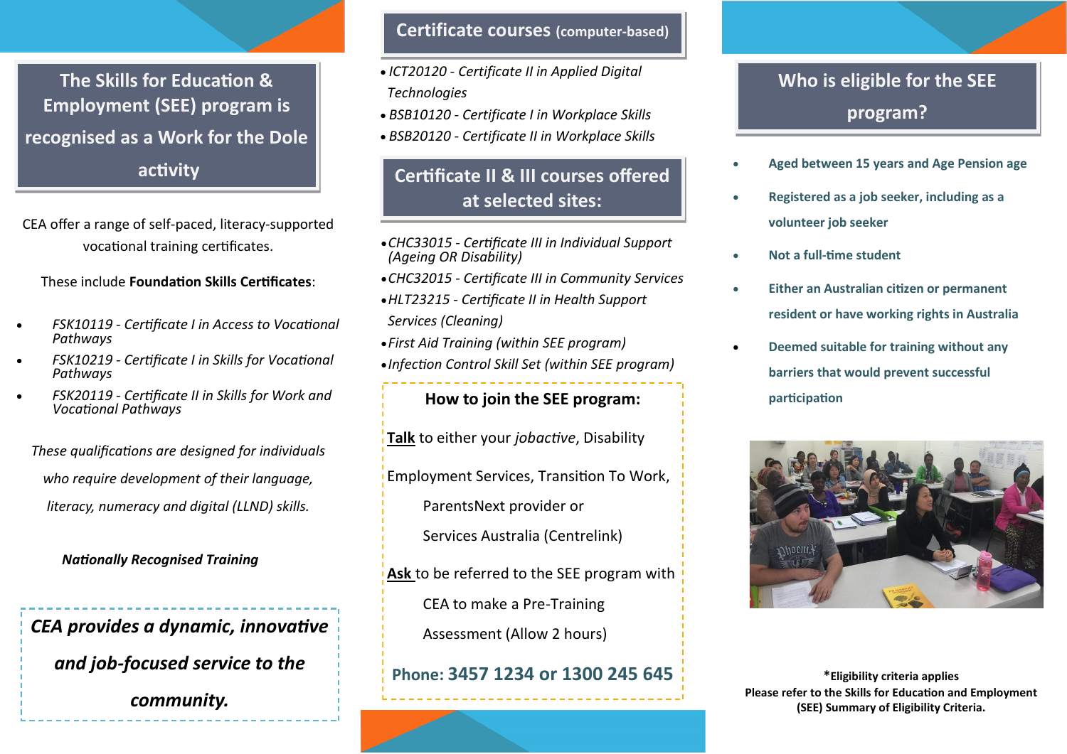## The Skills for Education & Employment (SEE) program is recognised as a Work for the Dole activity

CEA offer a range of self-paced, literacy-supported vocational training certificates.

These include **Foundation Skills Certificates**:

- *FSK10119 - Certificate I in Access to Vocational Pathways*
- *FSK10219 - Certificate I in Skills for Vocational Pathways*
- *FSK20119 - Certificate II in Skills for Work and Vocational Pathways*

*These qualifications are designed for individuals who require development of their language, literacy, numeracy and digital (LLND) skills.*

***Nationally Recognised Training***

***CEA provides a dynamic, innovative and job-focused service to the community.***

## Certificate courses (computer-based)

- *ICT20120 - Certificate II in Applied Digital Technologies*
- *BSB10120 - Certificate I in Workplace Skills*
- *BSB20120 - Certificate II in Workplace Skills*

## Certificate II & III courses offered at selected sites:

- *CHC33015 - Certificate III in Individual Support (Ageing OR Disability)*
- *CHC32015 - Certificate III in Community Services*
- *HLT23215 - Certificate II in Health Support Services (Cleaning)*
- *First Aid Training (within SEE program)*
- *Infection Control Skill Set (within SEE program)*

### How to join the SEE program:

**Talk** to either your *jobactive*, Disability Employment Services, Transition To Work, ParentsNext provider or Services Australia (Centrelink)

**Ask** to be referred to the SEE program with CEA to make a Pre-Training Assessment (Allow 2 hours)

**Phone: 3457 1234 or 1300 245 645**

## Who is eligible for the SEE program?

- **Aged between 15 years and Age Pension age**
- **Registered as a job seeker, including as a volunteer job seeker**
- **Not a full-time student**
- **Either an Australian citizen or permanent resident or have working rights in Australia**
- **Deemed suitable for training without any barriers that would prevent successful participation**

**\*Eligibility criteria applies**
**Please refer to the Skills for Education and Employment (SEE) Summary of Eligibility Criteria.**